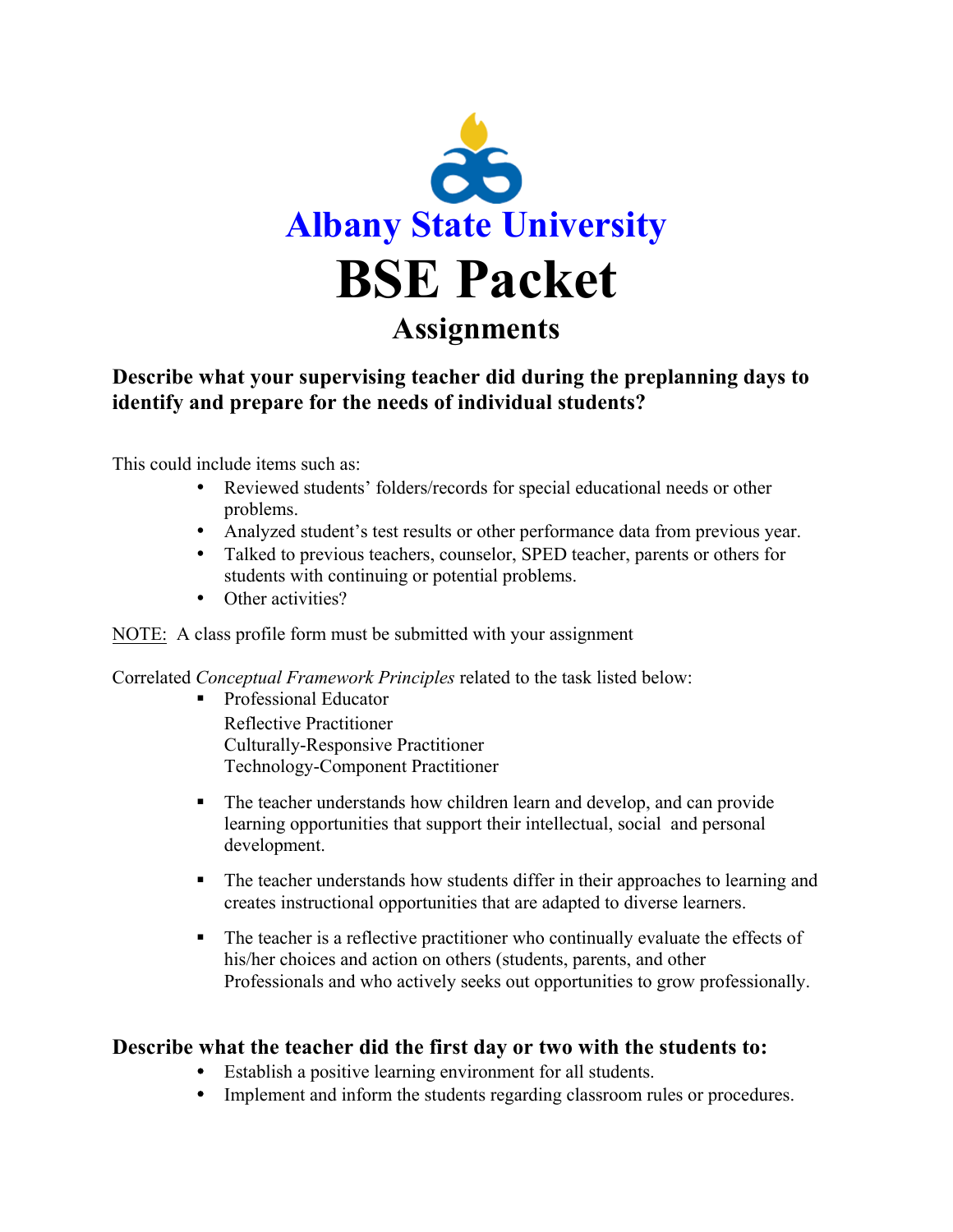# Albany State University

# BSE Packet

## Assignments

**Describe what your supervising teacher did during the preplanning days to identify and prepare for the needs of individual students?**

This could include items such as:

- Reviewed students' folders/records for special educational needs or other problems.
- Analyzed student's test results or other performance data from previous year.
- Talked to previous teachers, counselor, SPED teacher, parents or others for students with continuing or potential problems.
- Other activities?

<u>NOTE:</u> A class profile form must be submitted with your assignment

Correlated *Conceptual Framework Principles* related to the task listed below:

- Professional Educator
  Reflective Practitioner
  Culturally-Responsive Practitioner
  Technology-Component Practitioner

- The teacher understands how children learn and develop, and can provide learning opportunities that support their intellectual, social and personal development.

- The teacher understands how students differ in their approaches to learning and creates instructional opportunities that are adapted to diverse learners.

- The teacher is a reflective practitioner who continually evaluate the effects of his/her choices and action on others (students, parents, and other Professionals and who actively seeks out opportunities to grow professionally.

### Describe what the teacher did the first day or two with the students to:

- Establish a positive learning environment for all students.
- Implement and inform the students regarding classroom rules or procedures.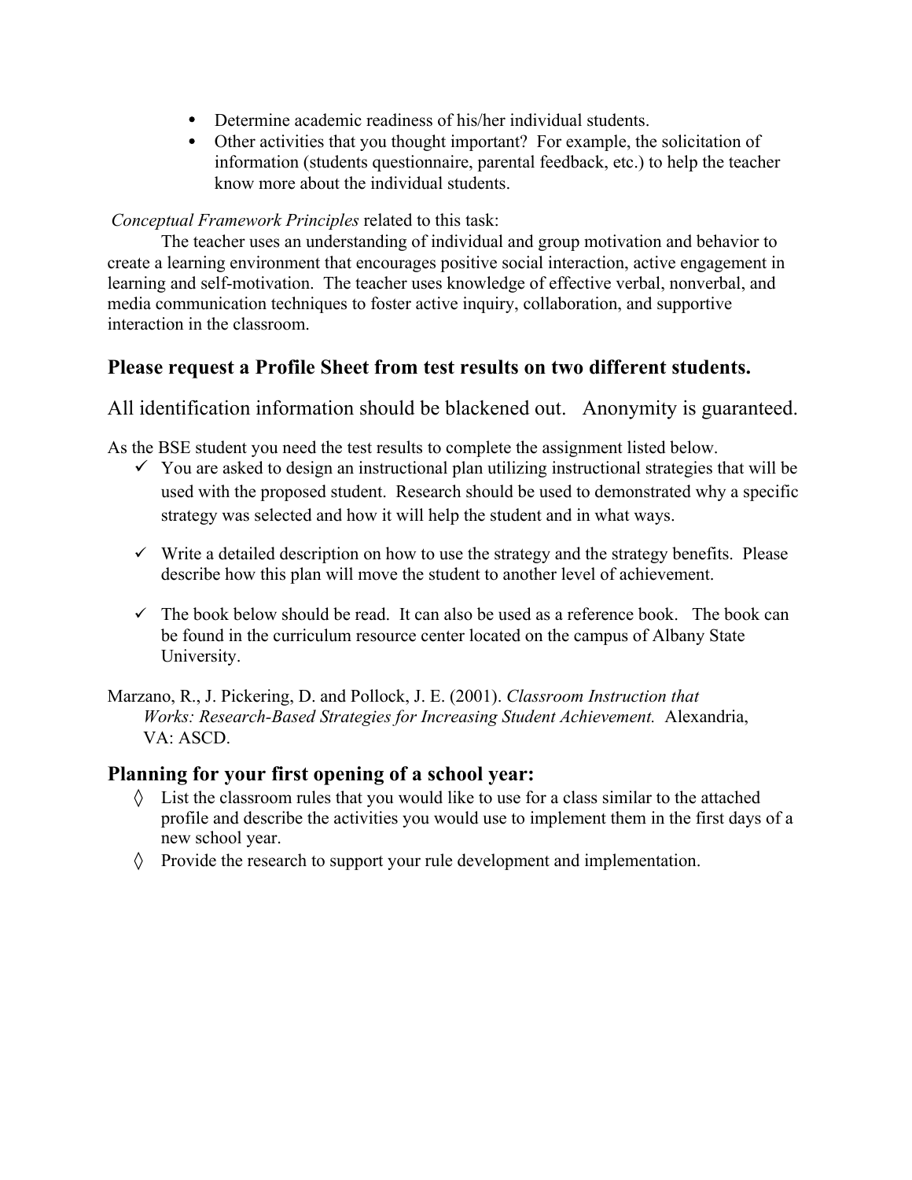- Determine academic readiness of his/her individual students.
- Other activities that you thought important? For example, the solicitation of information (students questionnaire, parental feedback, etc.) to help the teacher know more about the individual students.

*Conceptual Framework Principles* related to this task:

The teacher uses an understanding of individual and group motivation and behavior to create a learning environment that encourages positive social interaction, active engagement in learning and self-motivation. The teacher uses knowledge of effective verbal, nonverbal, and media communication techniques to foster active inquiry, collaboration, and supportive interaction in the classroom.

## Please request a Profile Sheet from test results on two different students.

All identification information should be blackened out. Anonymity is guaranteed.

As the BSE student you need the test results to complete the assignment listed below.

- ✓ You are asked to design an instructional plan utilizing instructional strategies that will be used with the proposed student. Research should be used to demonstrated why a specific strategy was selected and how it will help the student and in what ways.
- ✓ Write a detailed description on how to use the strategy and the strategy benefits. Please describe how this plan will move the student to another level of achievement.
- ✓ The book below should be read. It can also be used as a reference book. The book can be found in the curriculum resource center located on the campus of Albany State University.

Marzano, R., J. Pickering, D. and Pollock, J. E. (2001). *Classroom Instruction that Works: Research-Based Strategies for Increasing Student Achievement.* Alexandria, VA: ASCD.

## Planning for your first opening of a school year:

- ◊ List the classroom rules that you would like to use for a class similar to the attached profile and describe the activities you would use to implement them in the first days of a new school year.
- ◊ Provide the research to support your rule development and implementation.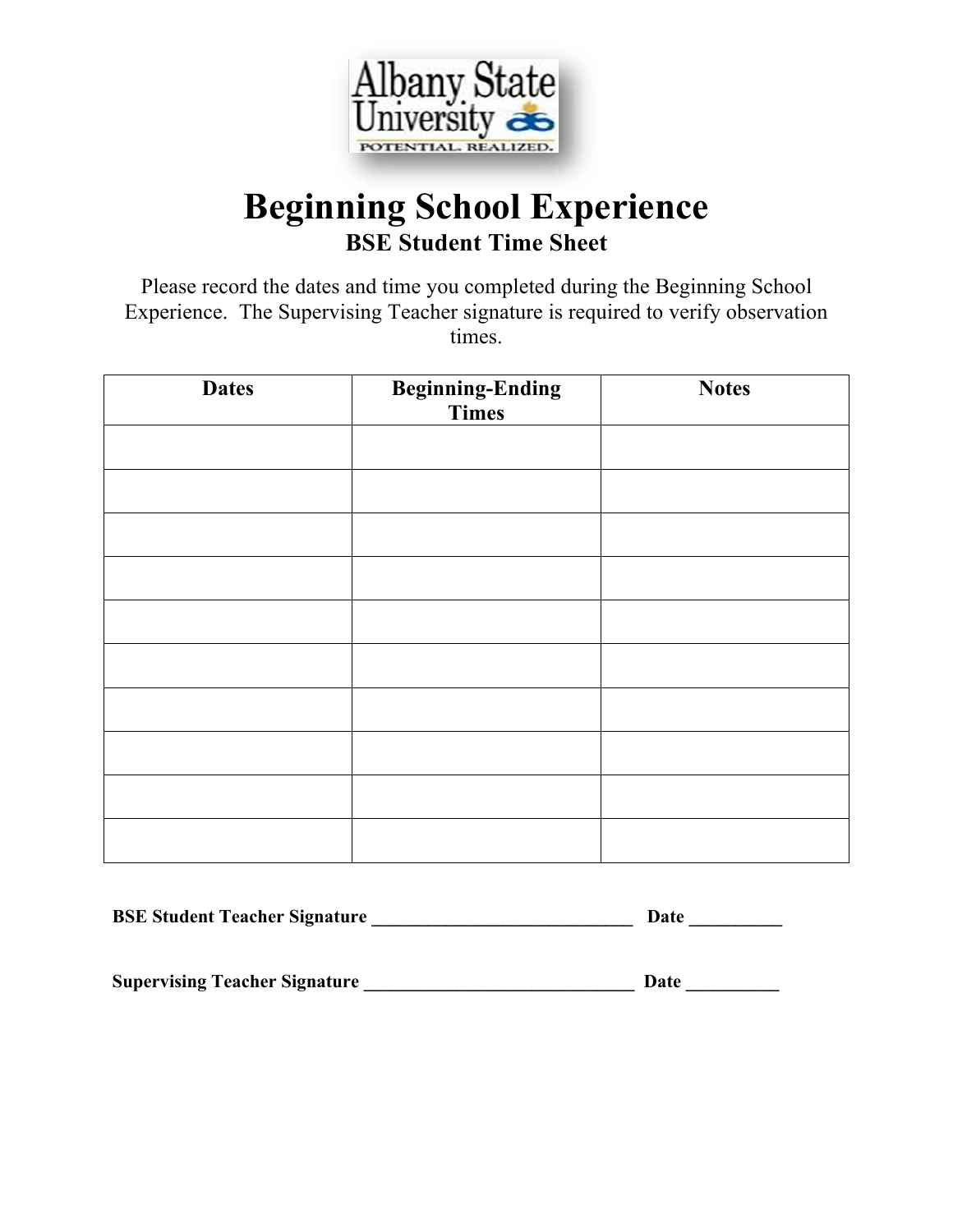Albany State University
POTENTIAL. REALIZED.

# Beginning School Experience

## BSE Student Time Sheet

Please record the dates and time you completed during the Beginning School Experience. The Supervising Teacher signature is required to verify observation times.

| Dates | Beginning-Ending Times | Notes |
|---|---|---|
| | | |
| | | |
| | | |
| | | |
| | | |
| | | |
| | | |
| | | |
| | | |
| | | |

**BSE Student Teacher Signature** _____________________________ **Date** __________

**Supervising Teacher Signature** ______________________________ **Date** __________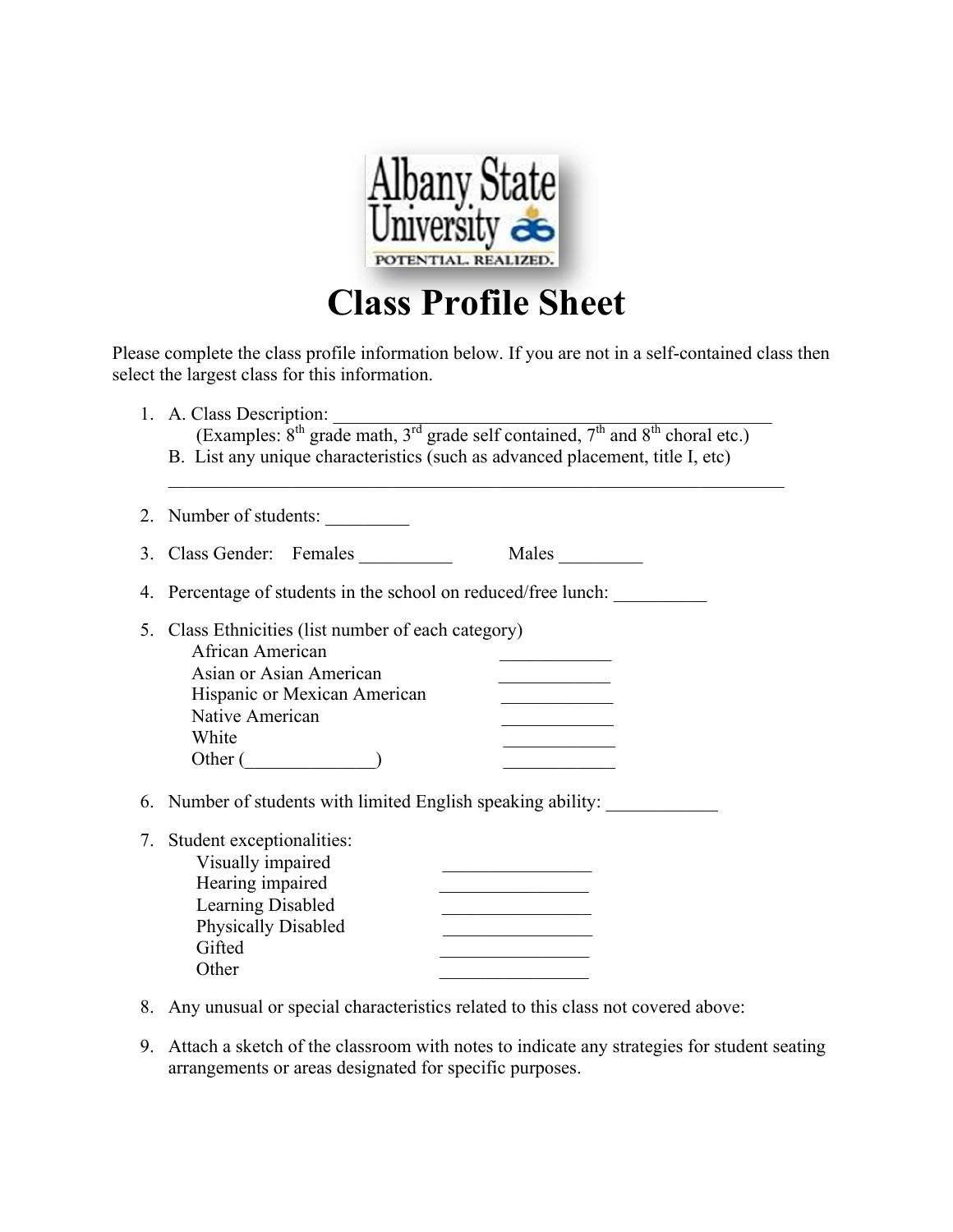Albany State University
POTENTIAL. REALIZED.

# Class Profile Sheet

Please complete the class profile information below. If you are not in a self-contained class then select the largest class for this information.

1. A. Class Description: _______________________________________________
   (Examples: 8th grade math, 3rd grade self contained, 7th and 8th choral etc.)
   B. List any unique characteristics (such as advanced placement, title I, etc)
   _____________________________________________________________________

2. Number of students: _________

3. Class Gender: Females __________ Males _________

4. Percentage of students in the school on reduced/free lunch: __________

5. Class Ethnicities (list number of each category)
   - African American ____________
   - Asian or Asian American ____________
   - Hispanic or Mexican American ____________
   - Native American ____________
   - White ____________
   - Other (______________) ____________

6. Number of students with limited English speaking ability: ____________

7. Student exceptionalities:
   - Visually impaired ________________
   - Hearing impaired ________________
   - Learning Disabled ________________
   - Physically Disabled ________________
   - Gifted ________________
   - Other ________________

8. Any unusual or special characteristics related to this class not covered above:

9. Attach a sketch of the classroom with notes to indicate any strategies for student seating arrangements or areas designated for specific purposes.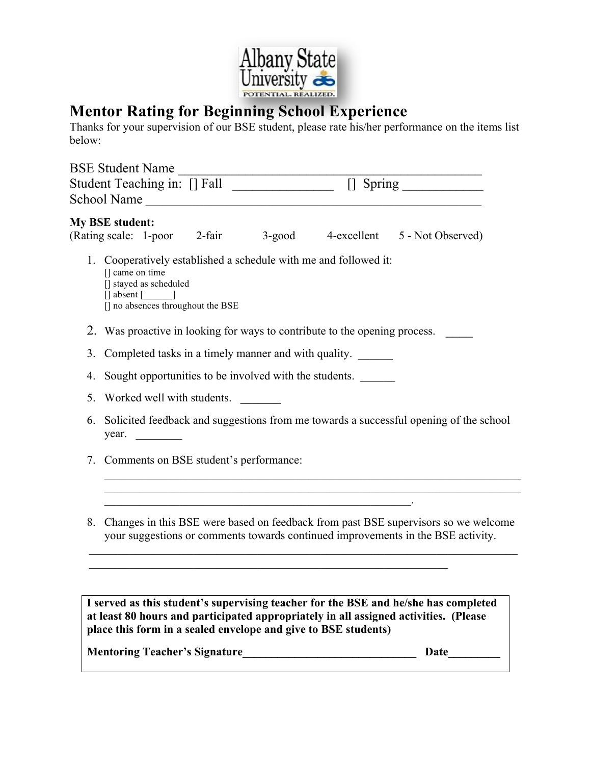Albany State University
POTENTIAL. REALIZED.

# Mentor Rating for Beginning School Experience

Thanks for your supervision of our BSE student, please rate his/her performance on the items list below:

BSE Student Name ______________________________________________
Student Teaching in: [] Fall _______________ [] Spring ____________
School Name ___________________________________________________

**My BSE student:**
(Rating scale: 1-poor 2-fair 3-good 4-excellent 5 - Not Observed)

1. Cooperatively established a schedule with me and followed it:
   - [] came on time
   - [] stayed as scheduled
   - [] absent [______]
   - [] no absences throughout the BSE
2. Was proactive in looking for ways to contribute to the opening process. _____
3. Completed tasks in a timely manner and with quality. ______
4. Sought opportunities to be involved with the students. ______
5. Worked well with students. _______
6. Solicited feedback and suggestions from me towards a successful opening of the school year. ________
7. Comments on BSE student's performance:
   ________________________________________________________________________
   ________________________________________________________________________
   _____________________________________________________.
8. Changes in this BSE were based on feedback from past BSE supervisors so we welcome your suggestions or comments towards continued improvements in the BSE activity.

___________________________________________________________________________
______________________________________________________________

**I served as this student's supervising teacher for the BSE and he/she has completed at least 80 hours and participated appropriately in all assigned activities. (Please place this form in a sealed envelope and give to BSE students)**

**Mentoring Teacher's Signature______________________________ Date________**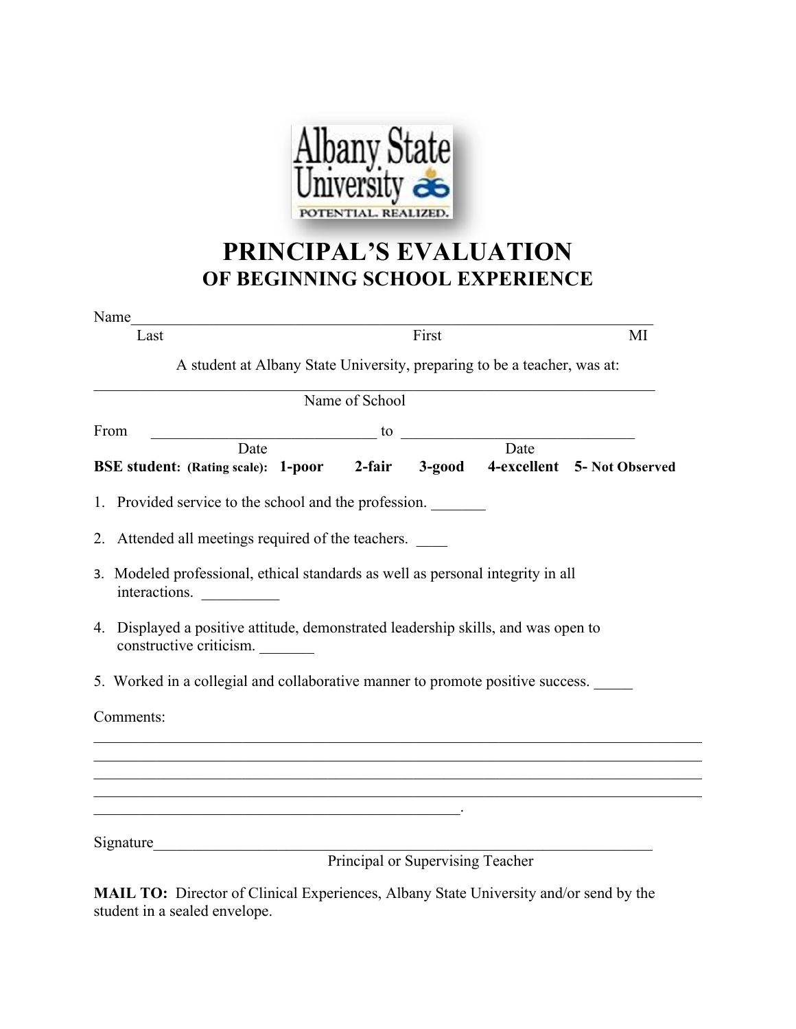Albany State University
POTENTIAL. REALIZED.

# PRINCIPAL'S EVALUATION
## OF BEGINNING SCHOOL EXPERIENCE

Name______________________________________________________________________
Last                                                    First                                                    MI

A student at Albany State University, preparing to be a teacher, was at:

___________________________________________________________________________
Name of School

From ____________________________ to ______________________________
Date                                                    Date

**BSE student: (Rating scale): 1-poor   2-fair   3-good   4-excellent   5- Not Observed**

1. Provided service to the school and the profession. _______
2. Attended all meetings required of the teachers. ____
3. Modeled professional, ethical standards as well as personal integrity in all interactions. __________
4. Displayed a positive attitude, demonstrated leadership skills, and was open to constructive criticism. _______
5. Worked in a collegial and collaborative manner to promote positive success. _____

Comments:
___________________________________________________________________________
___________________________________________________________________________
___________________________________________________________________________
___________________________________________________________________________
_________________________________________________.

Signature__________________________________________________________________
Principal or Supervising Teacher

**MAIL TO:** Director of Clinical Experiences, Albany State University and/or send by the student in a sealed envelope.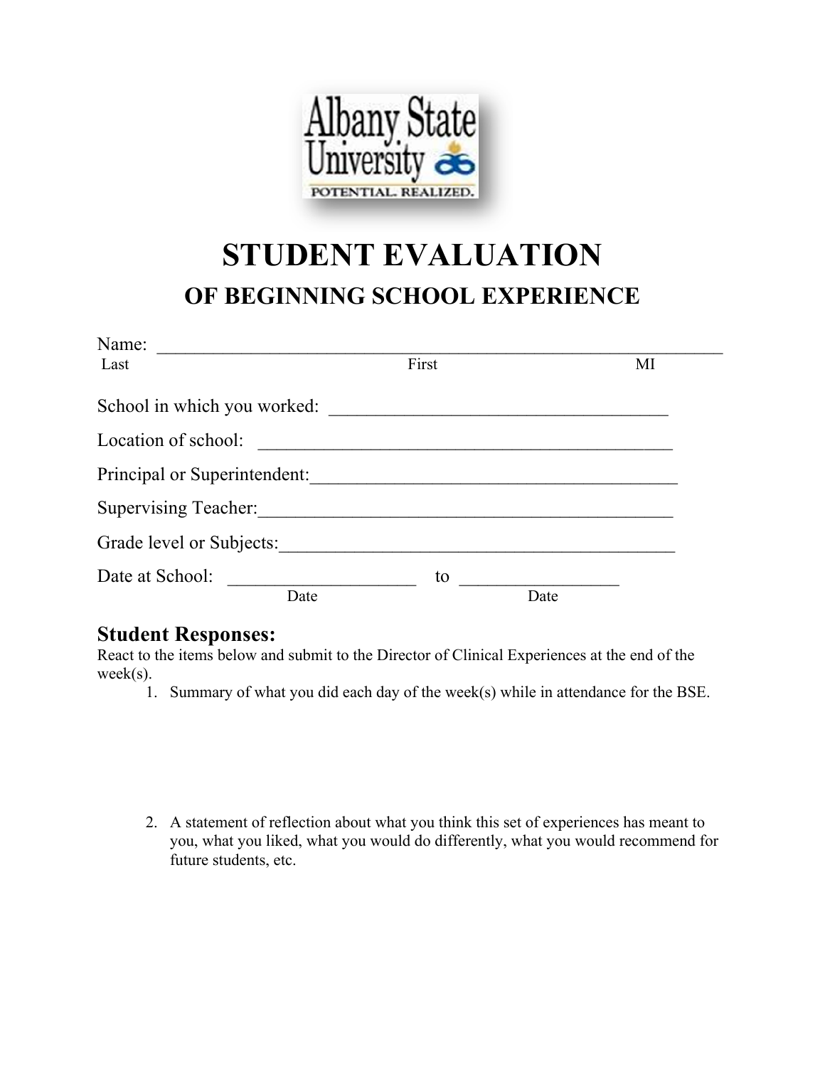# STUDENT EVALUATION

## OF BEGINNING SCHOOL EXPERIENCE

Name: ___________________________________________________________
Last First MI

School in which you worked: ___________________________________

Location of school: ____________________________________________

Principal or Superintendent:_____________________________________

Supervising Teacher:___________________________________________

Grade level or Subjects:_________________________________________

Date at School: ____________________ to _________________
Date Date

### Student Responses:

React to the items below and submit to the Director of Clinical Experiences at the end of the week(s).

1. Summary of what you did each day of the week(s) while in attendance for the BSE.

2. A statement of reflection about what you think this set of experiences has meant to you, what you liked, what you would do differently, what you would recommend for future students, etc.